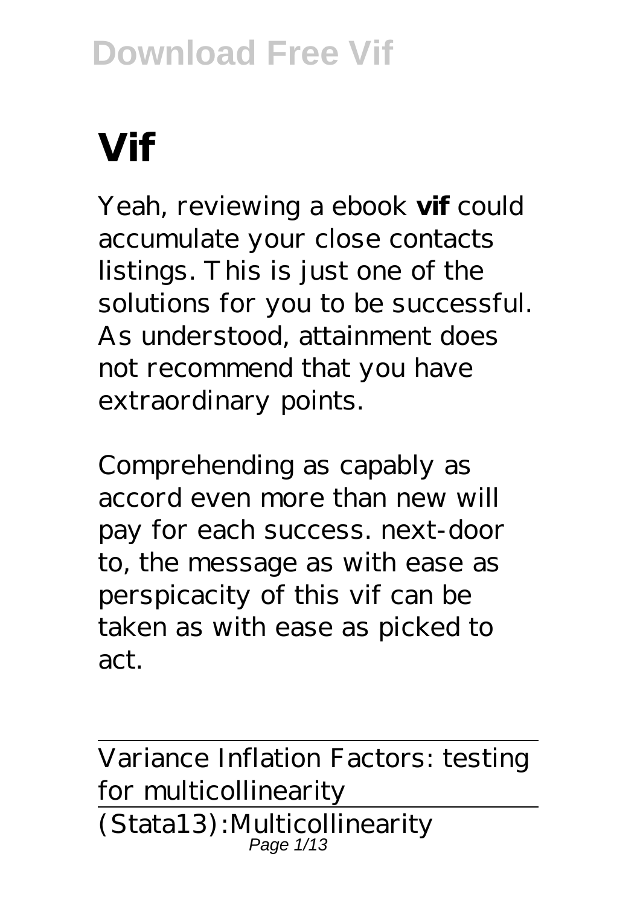# Vif

Yeah, reviewing a ebook **vif** could accumulate your close contacts listings. This is just one of the solutions for you to be successful. As understood, attainment does not recommend that you have extraordinary points.

Comprehending as capably as accord even more than new will pay for each success. next-door to, the message as with ease as perspicacity of this vif can be taken as with ease as picked to act.

---

Variance Inflation Factors: testing for multicollinearity

---

(Stata13):Multicollinearity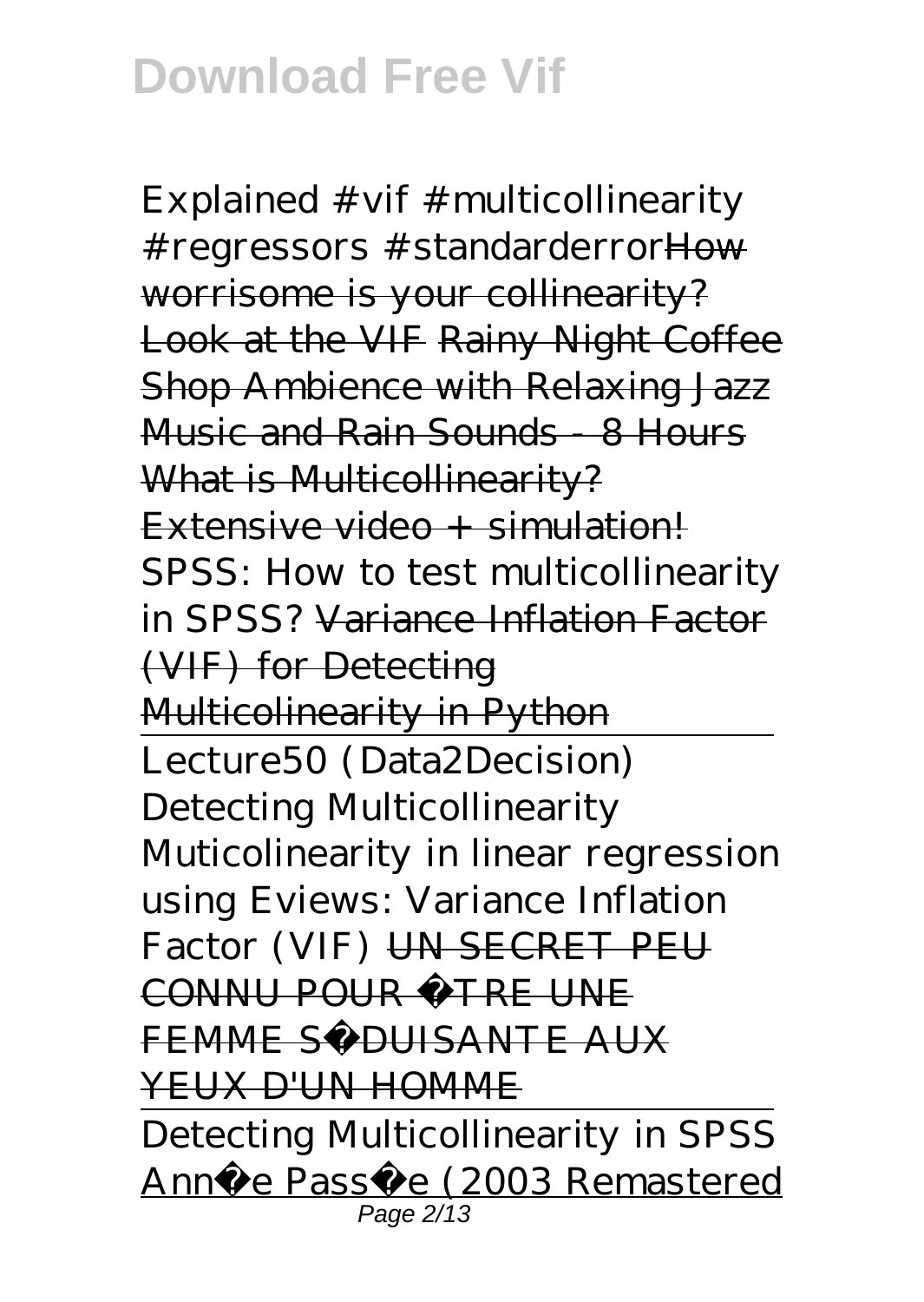Explained #vif #multicollinearity #regressors #standarderror~~How worrisome is your collinearity? Look at the VIF~~ ~~Rainy Night Coffee Shop Ambience with Relaxing Jazz Music and Rain Sounds - 8 Hours~~ ~~What is Multicollinearity? Extensive video + simulation!~~ SPSS: How to test multicollinearity in SPSS? ~~Variance Inflation Factor (VIF) for Detecting Multicolinearity in Python~~

Lecture50 (Data2Decision) Detecting Multicollinearity

Muticolinearity in linear regression using Eviews: Variance Inflation Factor (VIF) ~~UN SECRET PEU CONNU POUR ÊTRE UNE FEMME SÉDUISANTE AUX YEUX D'UN HOMME~~

Detecting Multicollinearity in SPSS

Année Passée (2003 Remastered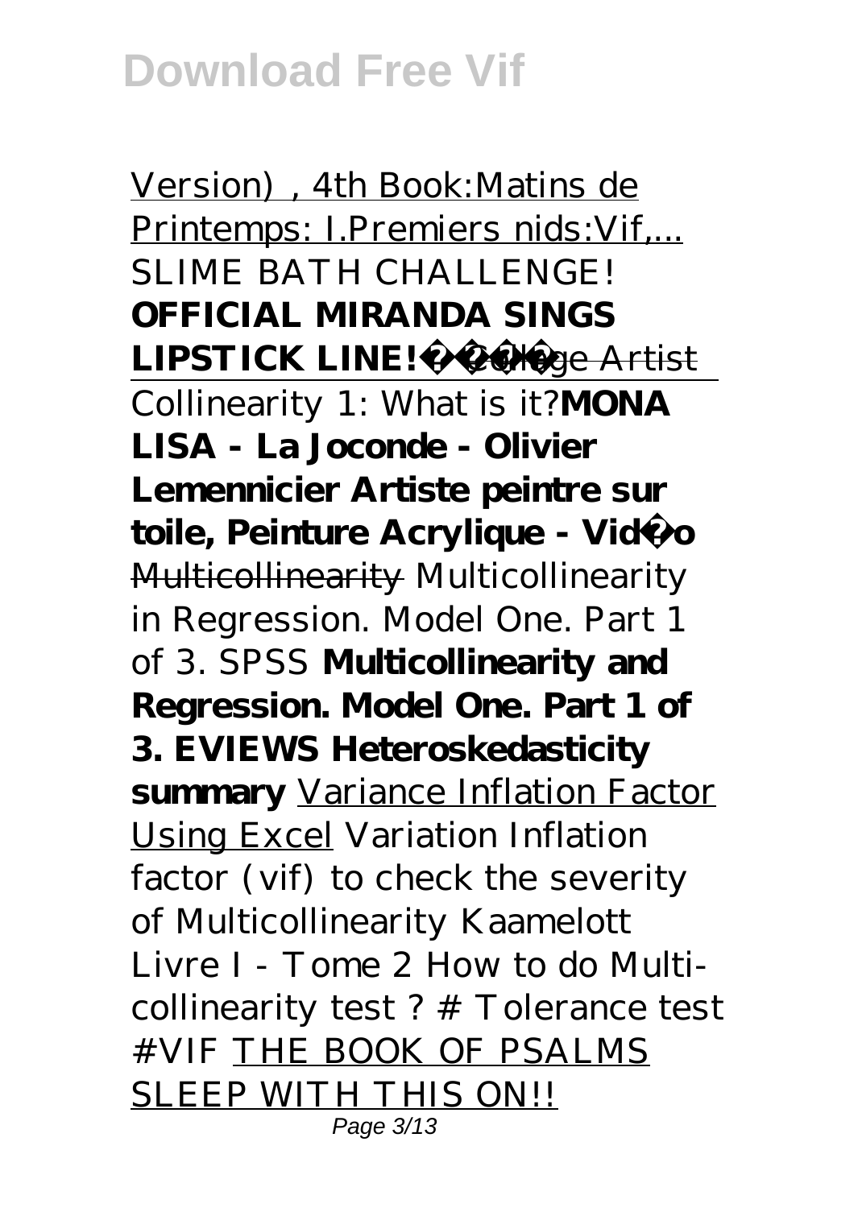Version) , 4th Book:Matins de Printemps: I.Premiers nids:Vif,... *SLIME BATH CHALLENGE!* **OFFICIAL MIRANDA SINGS LIPSTICK LINE!** College Artist

Collinearity 1: What is it?**MONA LISA - La Joconde - Olivier Lemennicier Artiste peintre sur toile, Peinture Acrylique - Vidéo** ~~Multicollinearity~~ *Multicollinearity in Regression. Model One. Part 1 of 3. SPSS* **Multicollinearity and Regression. Model One. Part 1 of 3. EVIEWS Heteroskedasticity summary** Variance Inflation Factor Using Excel *Variation Inflation factor (vif) to check the severity of Multicollinearity Kaamelott Livre I - Tome 2 How to do Multi-collinearity test ? # Tolerance test #VIF* THE BOOK OF PSALMS SLEEP WITH THIS ON!!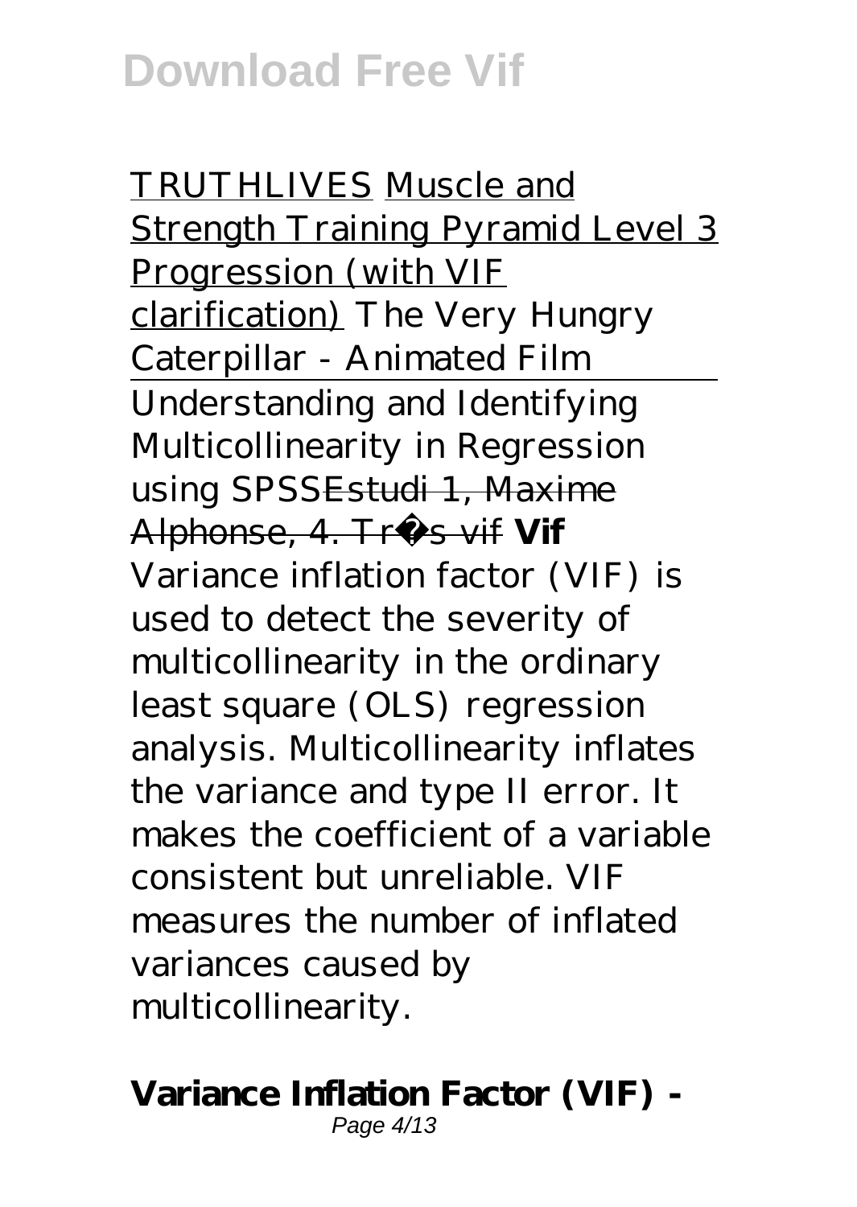TRUTHLIVES Muscle and Strength Training Pyramid Level 3 Progression (with VIF clarification) *The Very Hungry Caterpillar - Animated Film*

Understanding and Identifying Multicollinearity in Regression using SPSS~~Estudi 1, Maxime Alphonse, 4. Très vif~~ **Vif**

Variance inflation factor (VIF) is used to detect the severity of multicollinearity in the ordinary least square (OLS) regression analysis. Multicollinearity inflates the variance and type II error. It makes the coefficient of a variable consistent but unreliable. VIF measures the number of inflated variances caused by multicollinearity.

**Variance Inflation Factor (VIF) -**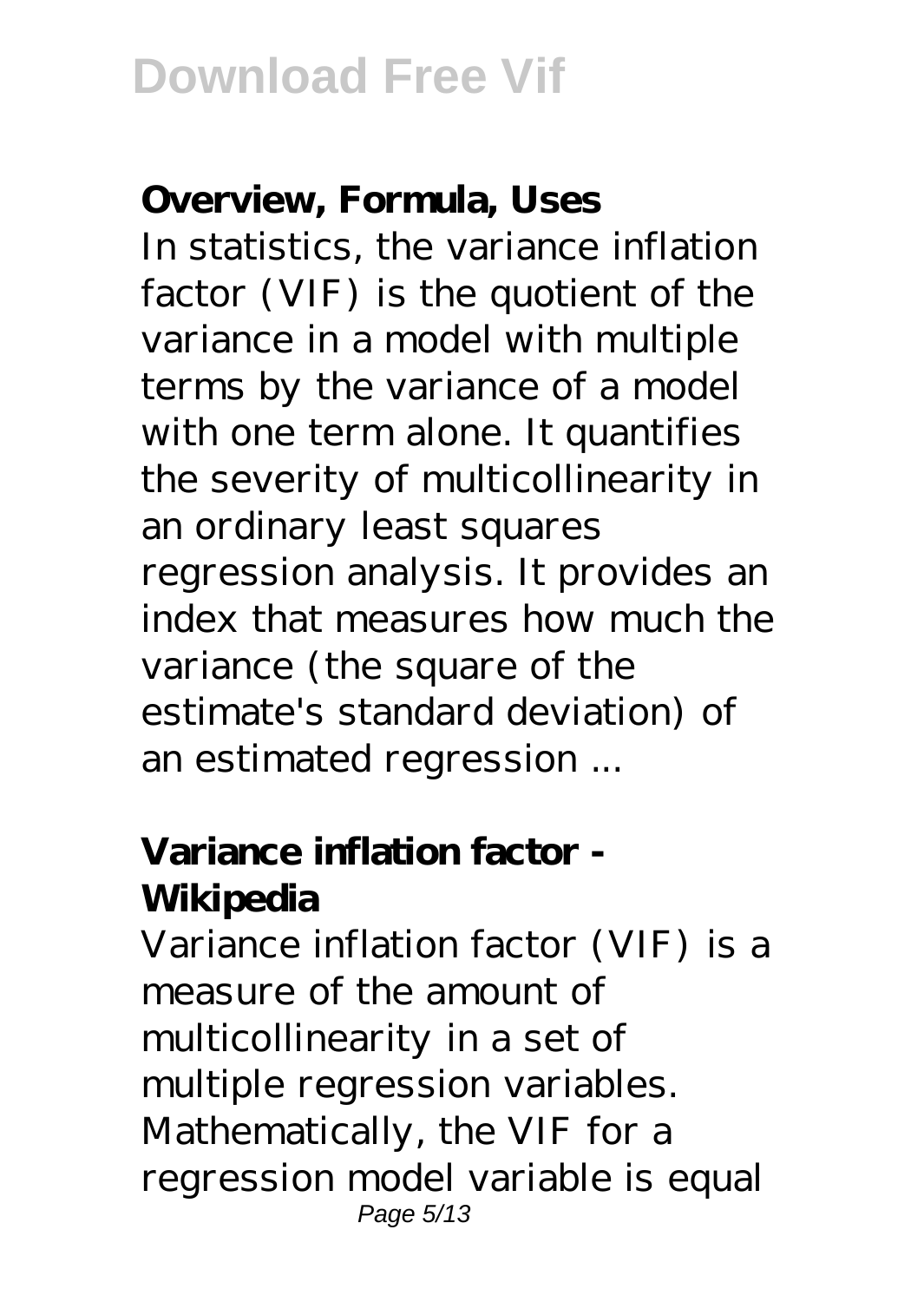**Overview, Formula, Uses**

In statistics, the variance inflation factor (VIF) is the quotient of the variance in a model with multiple terms by the variance of a model with one term alone. It quantifies the severity of multicollinearity in an ordinary least squares regression analysis. It provides an index that measures how much the variance (the square of the estimate's standard deviation) of an estimated regression ...

**Variance inflation factor - Wikipedia**

Variance inflation factor (VIF) is a measure of the amount of multicollinearity in a set of multiple regression variables. Mathematically, the VIF for a regression model variable is equal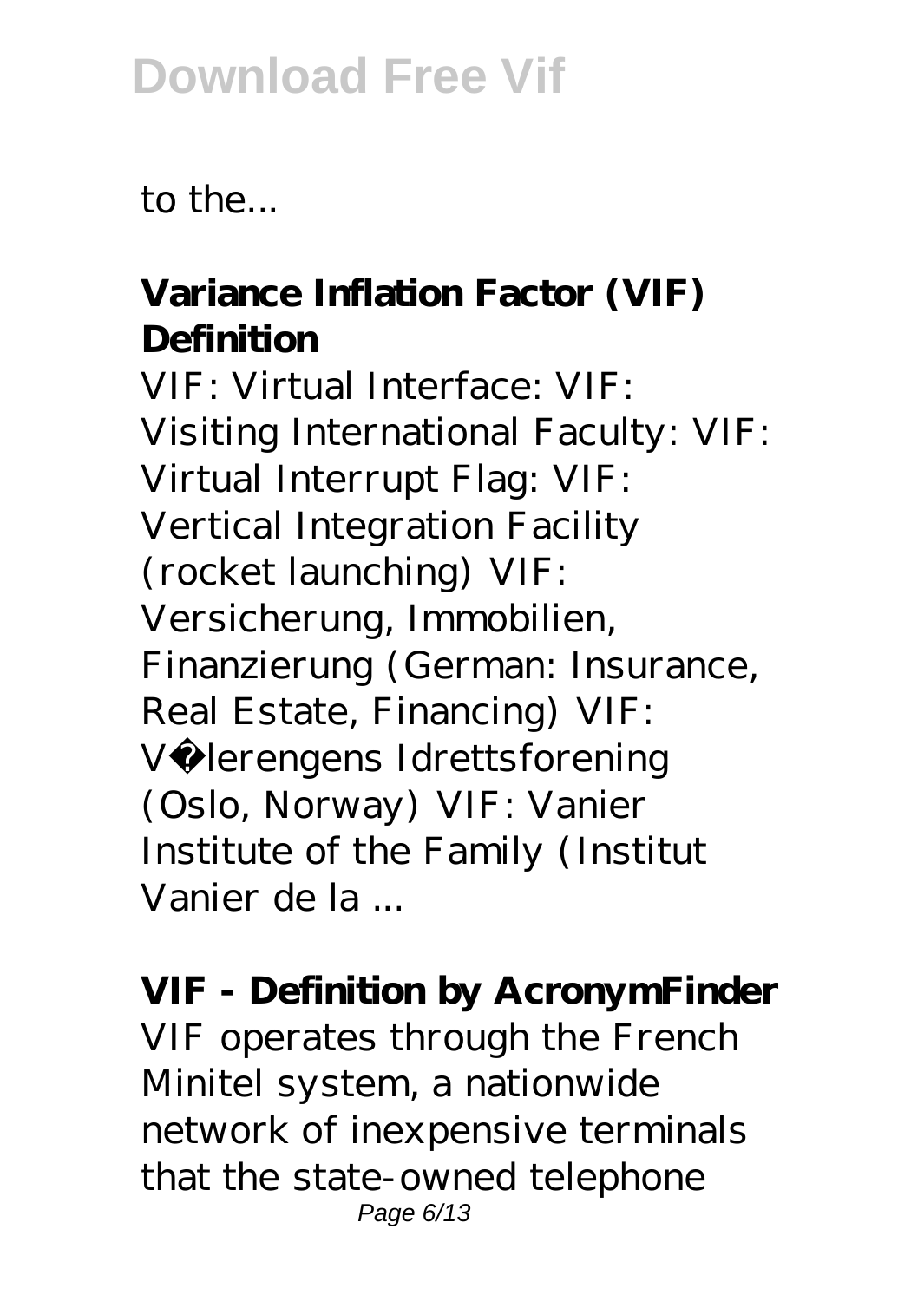to the...

**Variance Inflation Factor (VIF) Definition**

VIF: Virtual Interface: VIF: Visiting International Faculty: VIF: Virtual Interrupt Flag: VIF: Vertical Integration Facility (rocket launching) VIF: Versicherung, Immobilien, Finanzierung (German: Insurance, Real Estate, Financing) VIF: Vålerengens Idrettsforening (Oslo, Norway) VIF: Vanier Institute of the Family (Institut Vanier de la ...

**VIF - Definition by AcronymFinder**

VIF operates through the French Minitel system, a nationwide network of inexpensive terminals that the state-owned telephone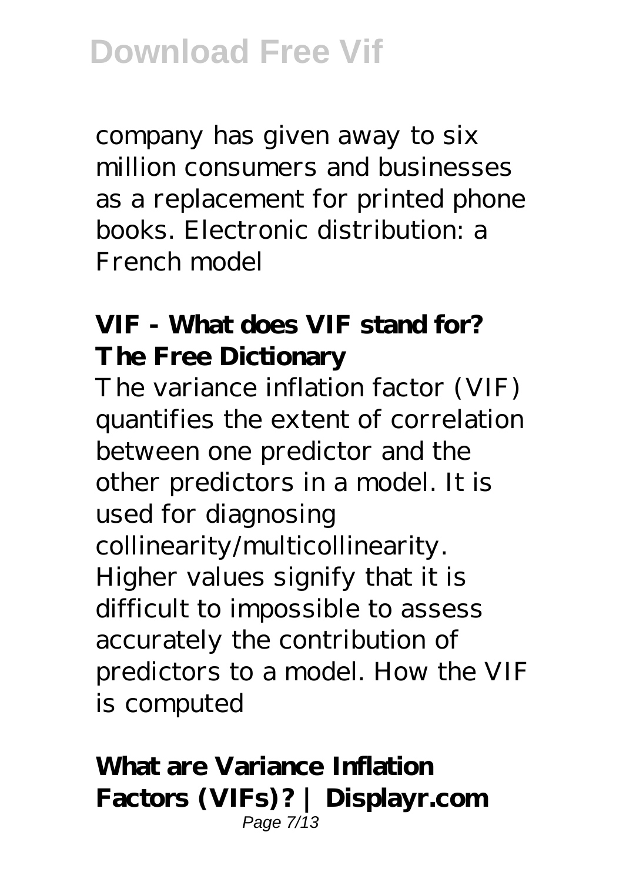company has given away to six million consumers and businesses as a replacement for printed phone books. Electronic distribution: a French model

**VIF - What does VIF stand for? The Free Dictionary**

The variance inflation factor (VIF) quantifies the extent of correlation between one predictor and the other predictors in a model. It is used for diagnosing collinearity/multicollinearity. Higher values signify that it is difficult to impossible to assess accurately the contribution of predictors to a model. How the VIF is computed

**What are Variance Inflation Factors (VIFs)? | Displayr.com**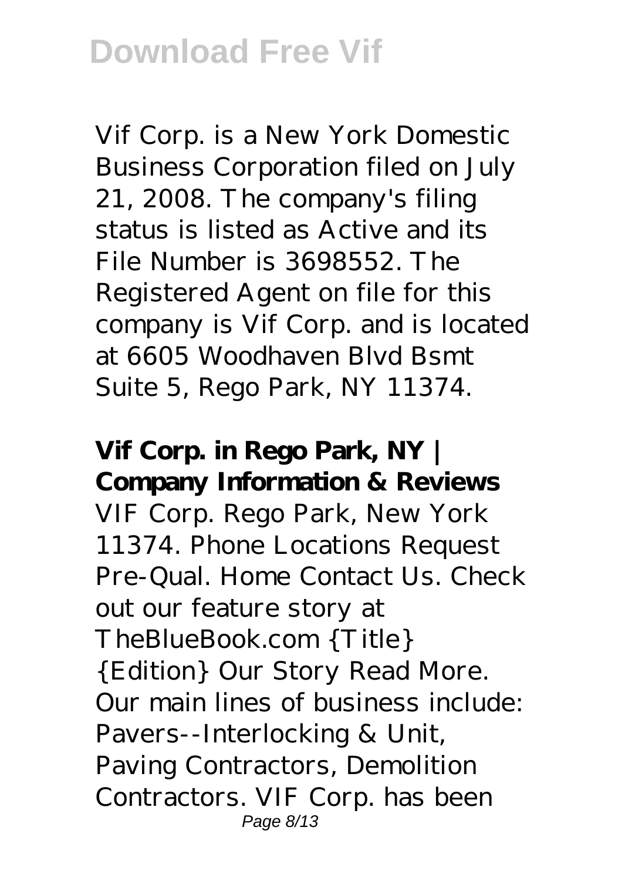Vif Corp. is a New York Domestic Business Corporation filed on July 21, 2008. The company's filing status is listed as Active and its File Number is 3698552. The Registered Agent on file for this company is Vif Corp. and is located at 6605 Woodhaven Blvd Bsmt Suite 5, Rego Park, NY 11374.

**Vif Corp. in Rego Park, NY | Company Information & Reviews**

VIF Corp. Rego Park, New York 11374. Phone Locations Request Pre-Qual. Home Contact Us. Check out our feature story at TheBlueBook.com {Title} {Edition} Our Story Read More. Our main lines of business include: Pavers--Interlocking & Unit, Paving Contractors, Demolition Contractors. VIF Corp. has been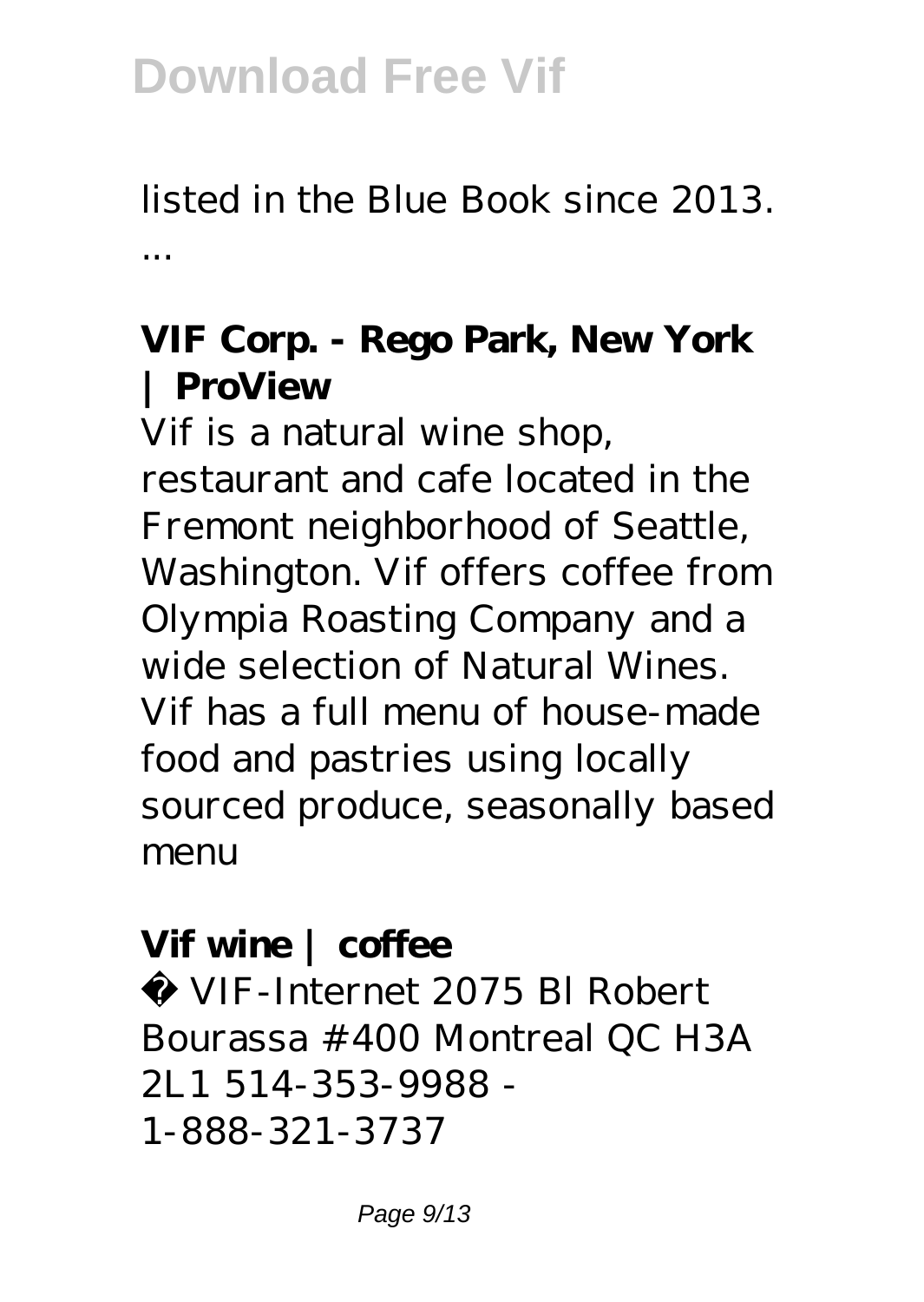listed in the Blue Book since 2013. ...

**VIF Corp. - Rego Park, New York | ProView**

Vif is a natural wine shop, restaurant and cafe located in the Fremont neighborhood of Seattle, Washington. Vif offers coffee from Olympia Roasting Company and a wide selection of Natural Wines. Vif has a full menu of house-made food and pastries using locally sourced produce, seasonally based menu

**Vif wine | coffee**

© VIF-Internet 2075 Bl Robert Bourassa #400 Montreal QC H3A 2L1 514-353-9988 - 1-888-321-3737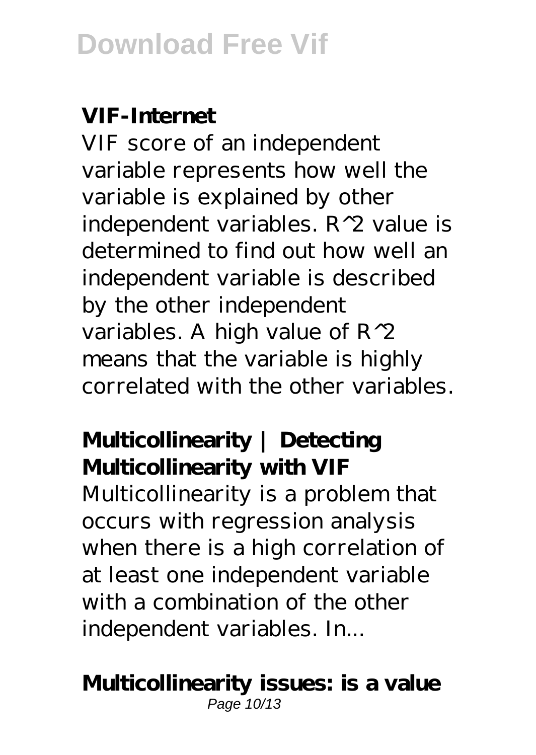**VIF-Internet**

VIF score of an independent variable represents how well the variable is explained by other independent variables. $R^2$ value is determined to find out how well an independent variable is described by the other independent variables. A high value of $R^2$ means that the variable is highly correlated with the other variables.

**Multicollinearity | Detecting Multicollinearity with VIF**

Multicollinearity is a problem that occurs with regression analysis when there is a high correlation of at least one independent variable with a combination of the other independent variables. In...

**Multicollinearity issues: is a value**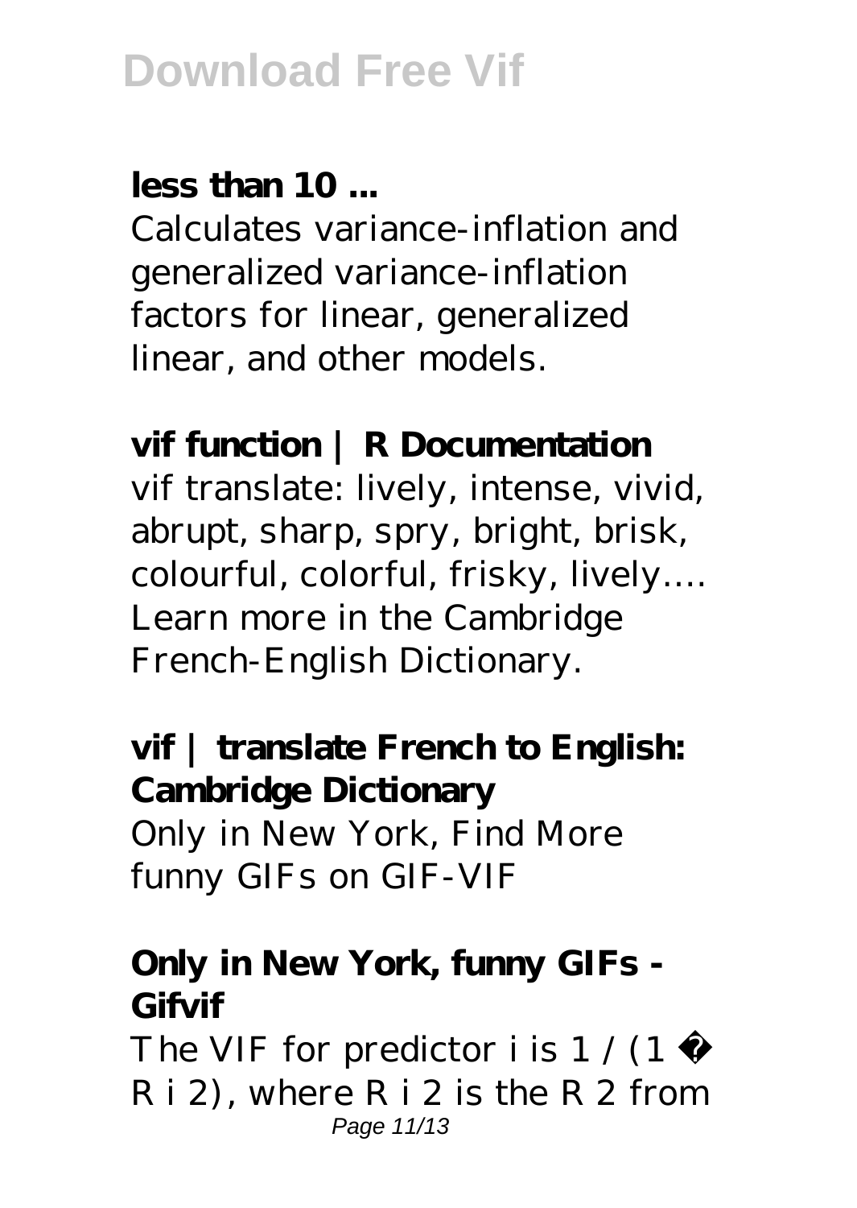**less than 10 ...**

Calculates variance-inflation and generalized variance-inflation factors for linear, generalized linear, and other models.

**vif function | R Documentation**

vif translate: lively, intense, vivid, abrupt, sharp, spry, bright, brisk, colourful, colorful, frisky, lively…. Learn more in the Cambridge French-English Dictionary.

**vif | translate French to English: Cambridge Dictionary**

Only in New York, Find More funny GIFs on GIF-VIF

**Only in New York, funny GIFs - Gifvif**

The VIF for predictor i is $1 / (1 - R_i^2)$, where $R_i^2$ is the $R^2$ from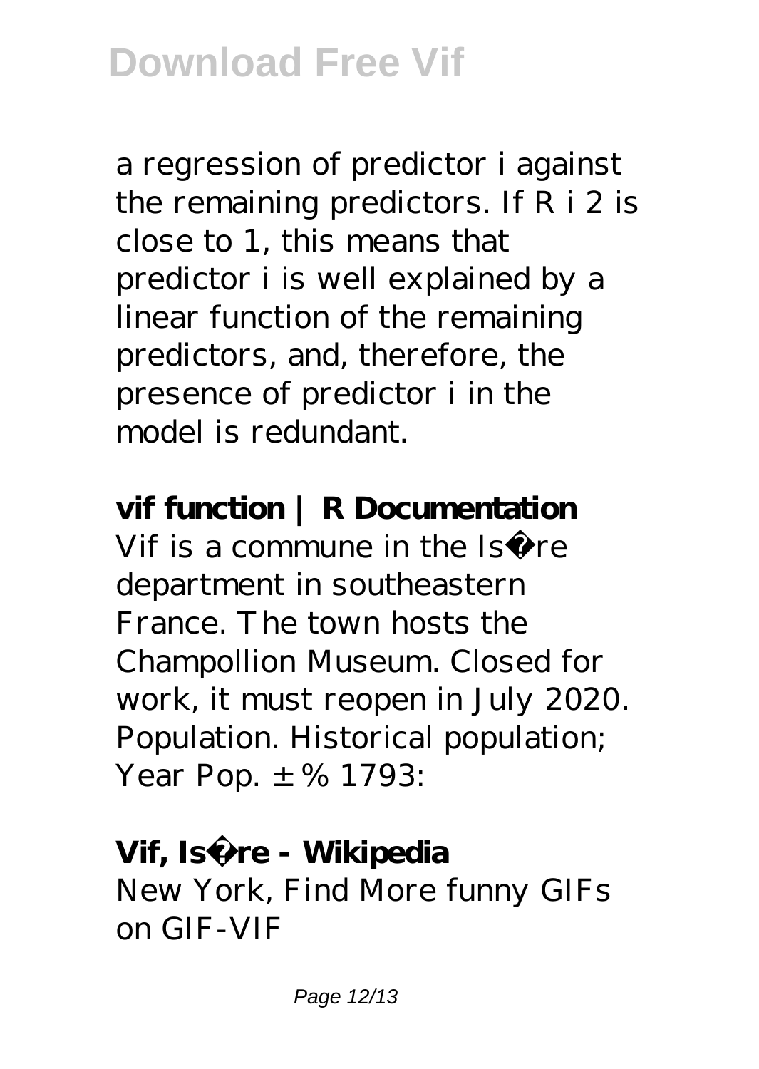a regression of predictor i against the remaining predictors. If $R_i^2$ is close to 1, this means that predictor i is well explained by a linear function of the remaining predictors, and, therefore, the presence of predictor i in the model is redundant.

**vif function | R Documentation**

Vif is a commune in the Isère department in southeastern France. The town hosts the Champollion Museum. Closed for work, it must reopen in July 2020. Population. Historical population; Year Pop. ±% 1793:

**Vif, Isère - Wikipedia**

New York, Find More funny GIFs on GIF-VIF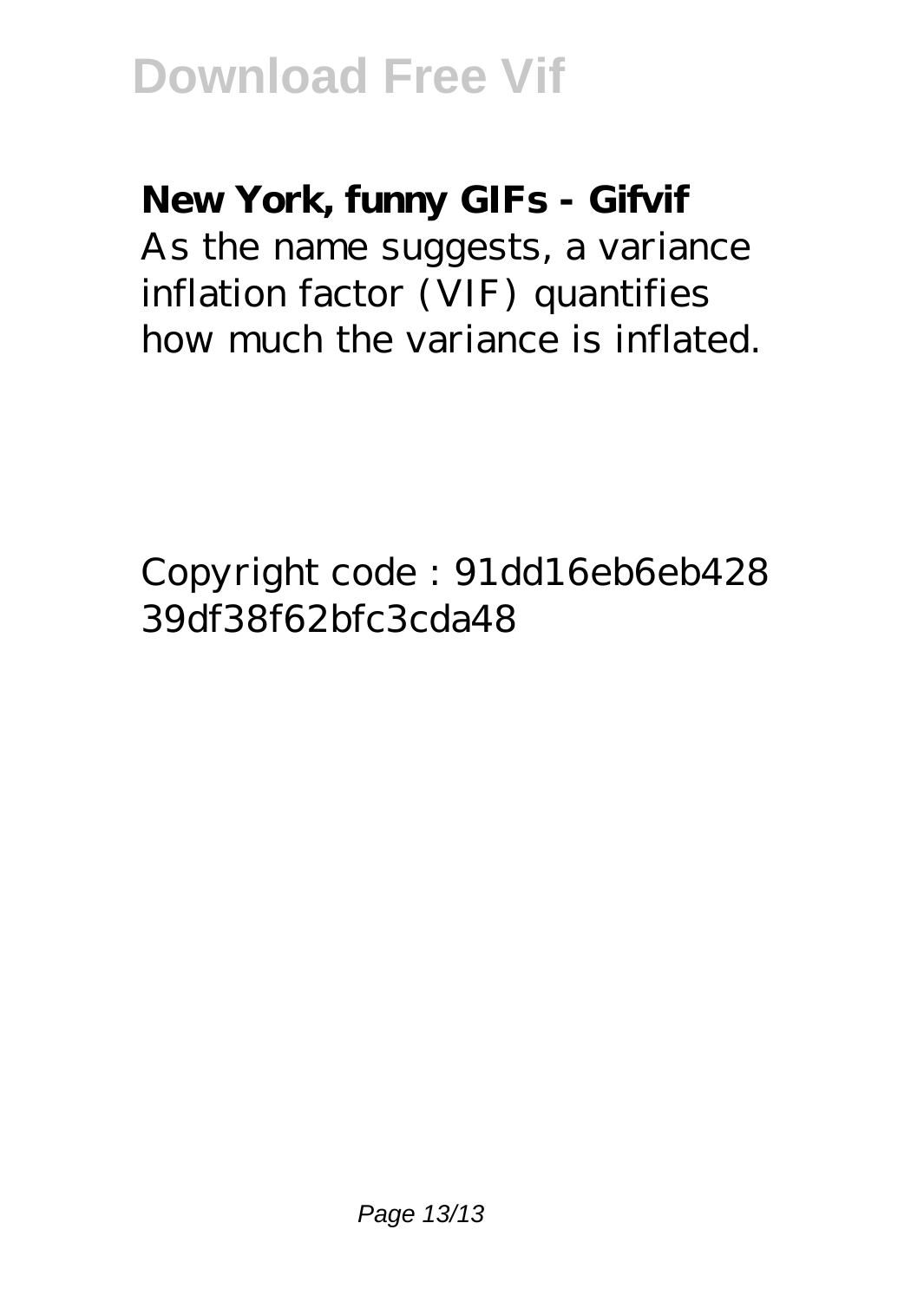**New York, funny GIFs - Gifvif**

As the name suggests, a variance inflation factor (VIF) quantifies how much the variance is inflated.

Copyright code : 91dd16eb6eb428 39df38f62bfc3cda48